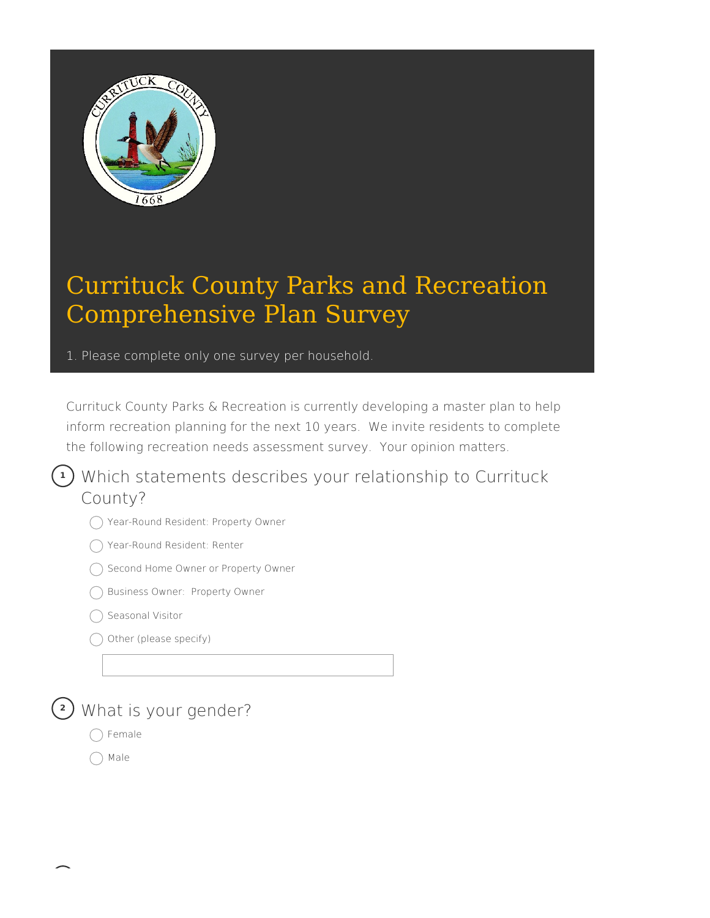# Currituck County Parks and Recreation Comprehensive Plan Survey

1. Please complete only one survey per household.

Currituck County Parks & Recreation is currently developing a master plan to help inform recreation planning for the next 10 years. We invite residents to complete the following recreation needs assessment survey. Your opinion matters.

**1** Which statements describes your relationship to Currituck County?

- ◯ Year-Round Resident: Property Owner
- ◯ Year-Round Resident: Renter
- ◯ Second Home Owner or Property Owner
- ◯ Business Owner: Property Owner
- ◯ Seasonal Visitor
- ◯ Other (please specify)

\_\_\_\_\_\_\_\_\_\_\_\_\_\_\_\_\_\_\_\_\_\_\_\_\_\_\_\_\_\_

**2** What is your gender?

- ◯ Female
- ◯ Male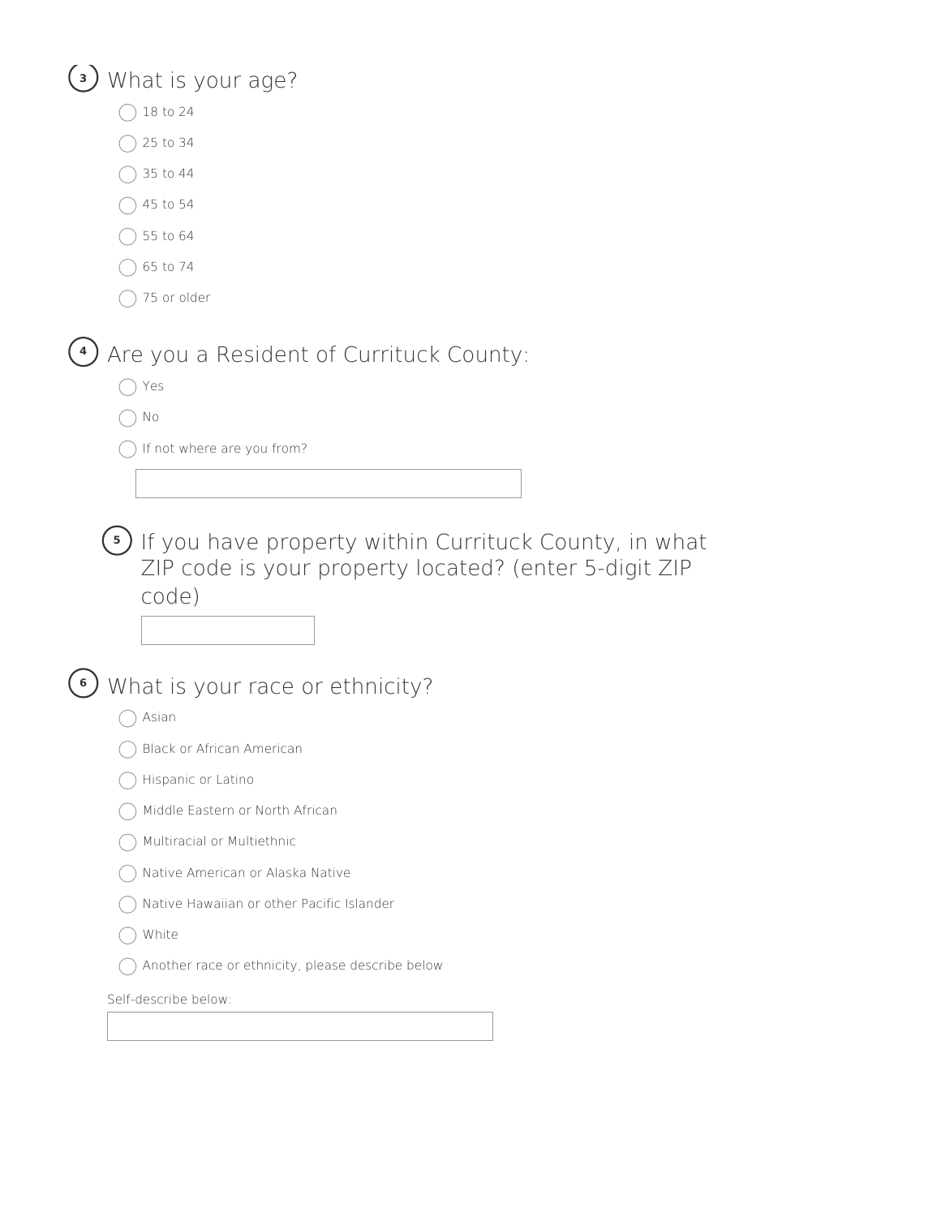3. What is your age?

- ◯ 18 to 24
- ◯ 25 to 34
- ◯ 35 to 44
- ◯ 45 to 54
- ◯ 55 to 64
- ◯ 65 to 74
- ◯ 75 or older

4. Are you a Resident of Currituck County:

- ◯ Yes
- ◯ No
- ◯ If not where are you from?

\_\_\_\_\_\_\_\_\_\_\_\_\_\_\_\_\_\_\_\_

5. If you have property within Currituck County, in what ZIP code is your property located? (enter 5-digit ZIP code)

\_\_\_\_\_\_\_\_\_\_

6. What is your race or ethnicity?

- ◯ Asian
- ◯ Black or African American
- ◯ Hispanic or Latino
- ◯ Middle Eastern or North African
- ◯ Multiracial or Multiethnic
- ◯ Native American or Alaska Native
- ◯ Native Hawaiian or other Pacific Islander
- ◯ White
- ◯ Another race or ethnicity, please describe below

Self-describe below:

\_\_\_\_\_\_\_\_\_\_\_\_\_\_\_\_\_\_\_\_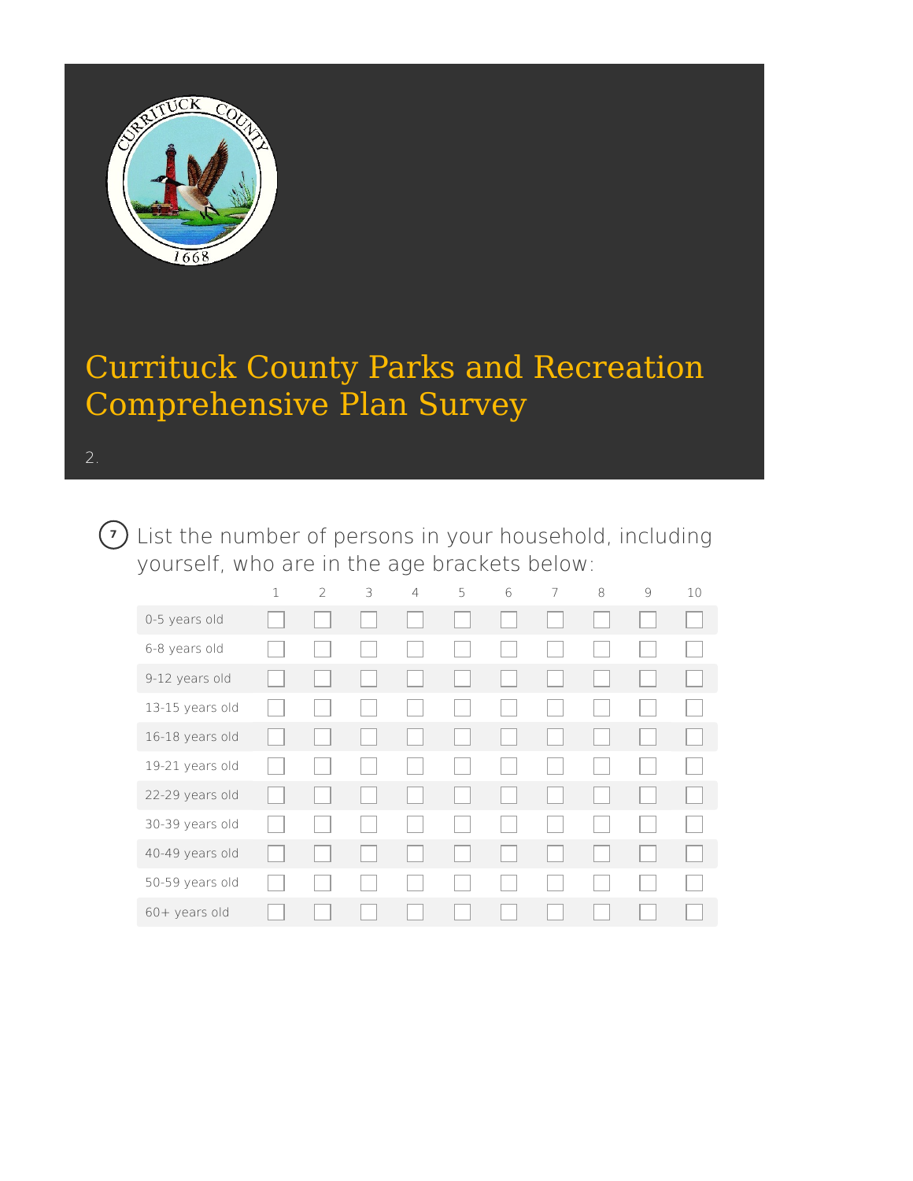# Currituck County Parks and Recreation Comprehensive Plan Survey

2.

7. List the number of persons in your household, including yourself, who are in the age brackets below:

| | 1 | 2 | 3 | 4 | 5 | 6 | 7 | 8 | 9 | 10 |
|---|---|---|---|---|---|---|---|---|---|---|
| 0-5 years old | ☐ | ☐ | ☐ | ☐ | ☐ | ☐ | ☐ | ☐ | ☐ | ☐ |
| 6-8 years old | ☐ | ☐ | ☐ | ☐ | ☐ | ☐ | ☐ | ☐ | ☐ | ☐ |
| 9-12 years old | ☐ | ☐ | ☐ | ☐ | ☐ | ☐ | ☐ | ☐ | ☐ | ☐ |
| 13-15 years old | ☐ | ☐ | ☐ | ☐ | ☐ | ☐ | ☐ | ☐ | ☐ | ☐ |
| 16-18 years old | ☐ | ☐ | ☐ | ☐ | ☐ | ☐ | ☐ | ☐ | ☐ | ☐ |
| 19-21 years old | ☐ | ☐ | ☐ | ☐ | ☐ | ☐ | ☐ | ☐ | ☐ | ☐ |
| 22-29 years old | ☐ | ☐ | ☐ | ☐ | ☐ | ☐ | ☐ | ☐ | ☐ | ☐ |
| 30-39 years old | ☐ | ☐ | ☐ | ☐ | ☐ | ☐ | ☐ | ☐ | ☐ | ☐ |
| 40-49 years old | ☐ | ☐ | ☐ | ☐ | ☐ | ☐ | ☐ | ☐ | ☐ | ☐ |
| 50-59 years old | ☐ | ☐ | ☐ | ☐ | ☐ | ☐ | ☐ | ☐ | ☐ | ☐ |
| 60+ years old | ☐ | ☐ | ☐ | ☐ | ☐ | ☐ | ☐ | ☐ | ☐ | ☐ |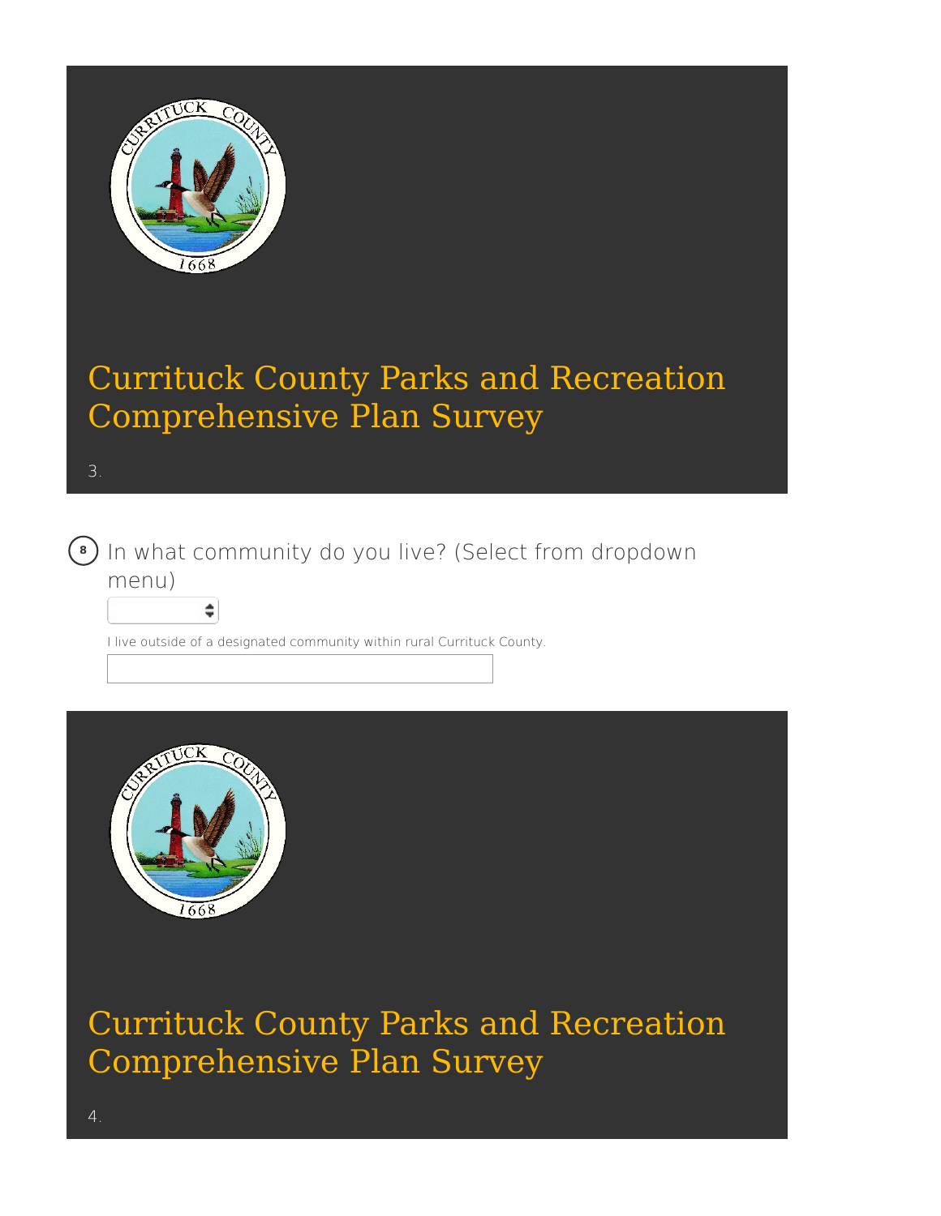# Currituck County Parks and Recreation Comprehensive Plan Survey

3.

8. In what community do you live? (Select from dropdown menu)

I live outside of a designated community within rural Currituck County.

# Currituck County Parks and Recreation Comprehensive Plan Survey

4.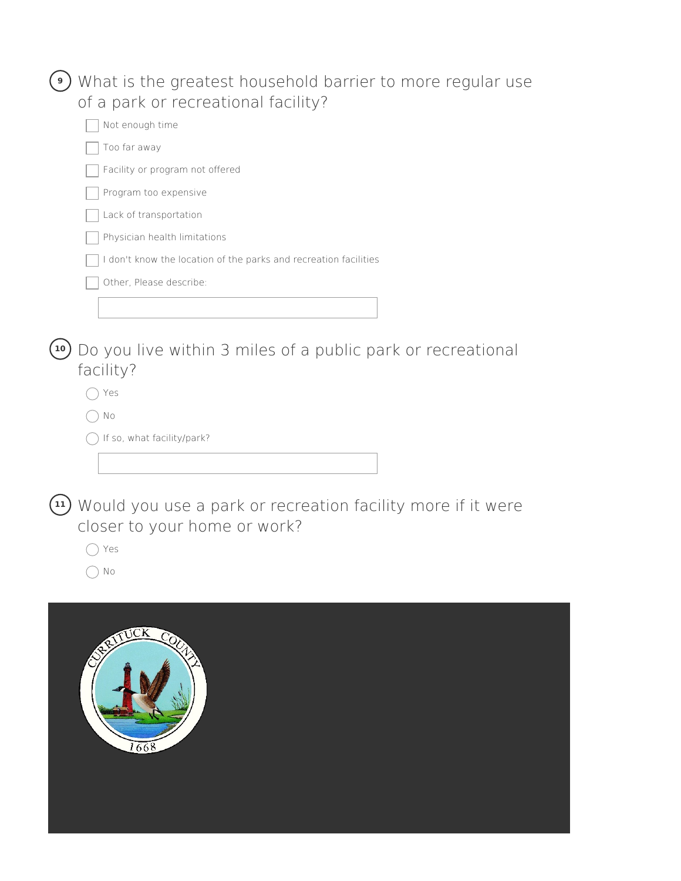9. What is the greatest household barrier to more regular use of a park or recreational facility?

- [ ] Not enough time
- [ ] Too far away
- [ ] Facility or program not offered
- [ ] Program too expensive
- [ ] Lack of transportation
- [ ] Physician health limitations
- [ ] I don't know the location of the parks and recreation facilities
- [ ] Other, Please describe:

10. Do you live within 3 miles of a public park or recreational facility?

- ◯ Yes
- ◯ No
- ◯ If so, what facility/park?

11. Would you use a park or recreation facility more if it were closer to your home or work?

- ◯ Yes
- ◯ No

CURRITUCK COUNTY 1668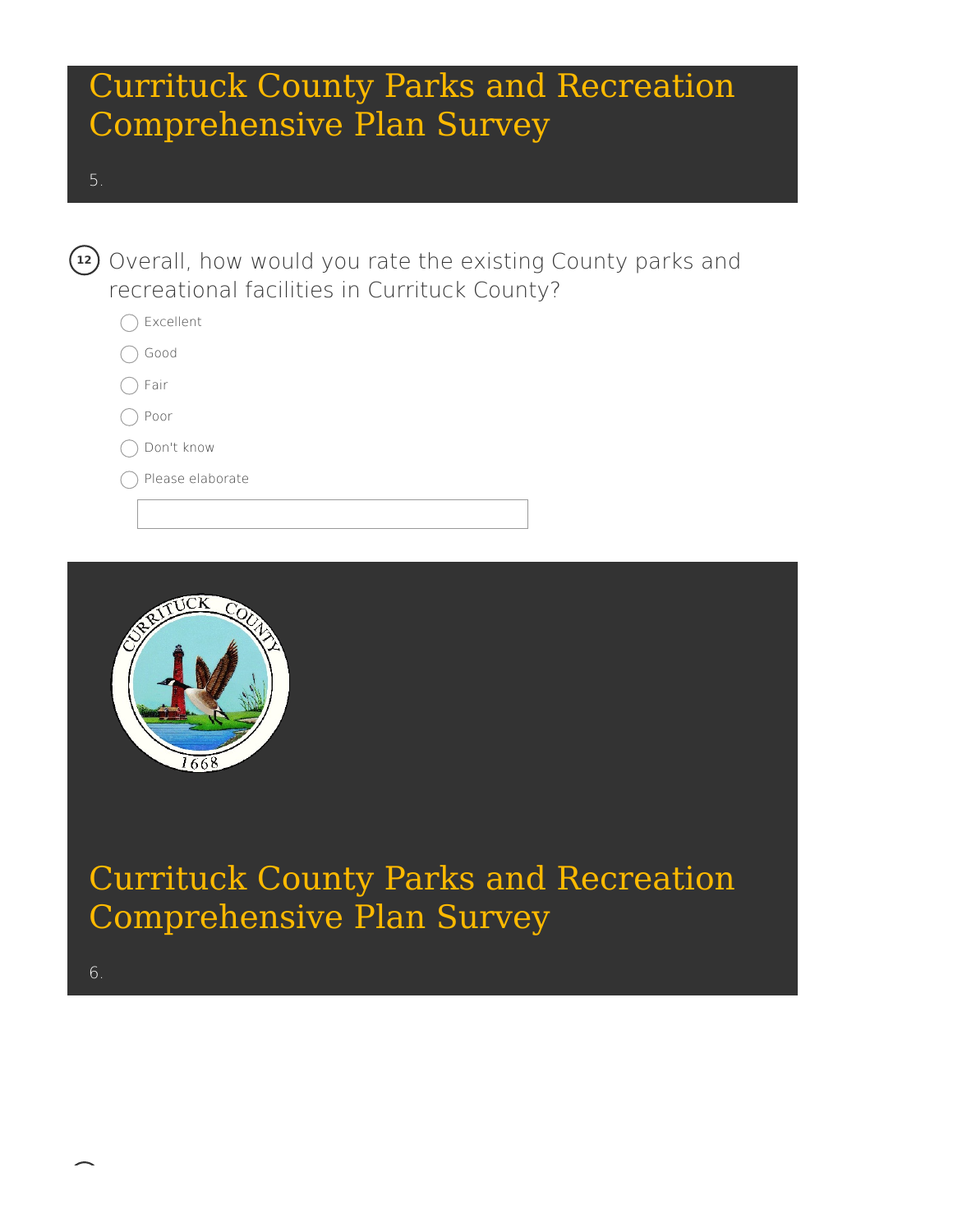# Currituck County Parks and Recreation Comprehensive Plan Survey

5.

**12** Overall, how would you rate the existing County parks and recreational facilities in Currituck County?

- ◯ Excellent
- ◯ Good
- ◯ Fair
- ◯ Poor
- ◯ Don't know
- ◯ Please elaborate

# Currituck County Parks and Recreation Comprehensive Plan Survey

6.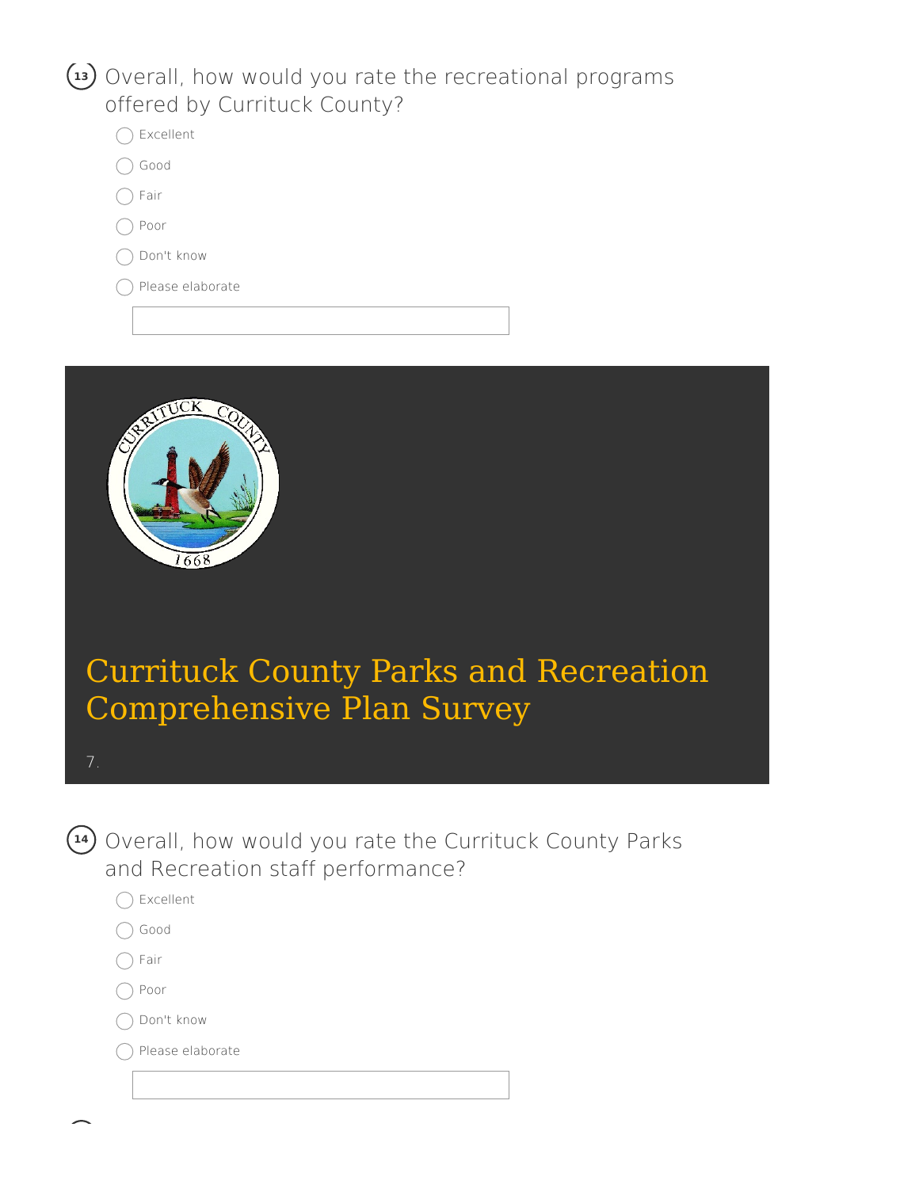13. Overall, how would you rate the recreational programs offered by Currituck County?

- ◯ Excellent
- ◯ Good
- ◯ Fair
- ◯ Poor
- ◯ Don't know
- ◯ Please elaborate

# Currituck County Parks and Recreation Comprehensive Plan Survey

7.

14. Overall, how would you rate the Currituck County Parks and Recreation staff performance?

- ◯ Excellent
- ◯ Good
- ◯ Fair
- ◯ Poor
- ◯ Don't know
- ◯ Please elaborate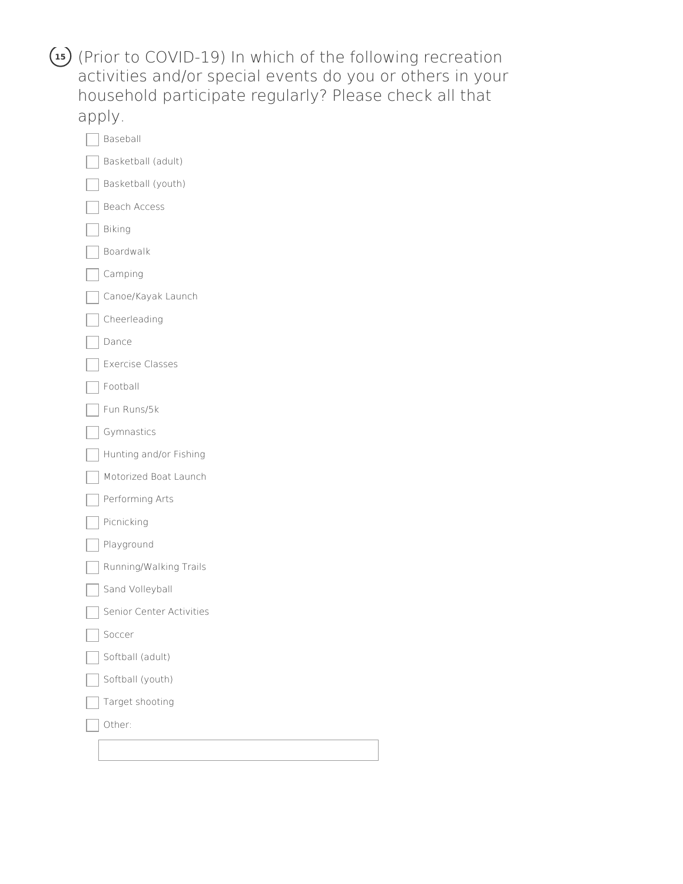15. (Prior to COVID-19) In which of the following recreation activities and/or special events do you or others in your household participate regularly? Please check all that apply.

- [ ] Baseball
- [ ] Basketball (adult)
- [ ] Basketball (youth)
- [ ] Beach Access
- [ ] Biking
- [ ] Boardwalk
- [ ] Camping
- [ ] Canoe/Kayak Launch
- [ ] Cheerleading
- [ ] Dance
- [ ] Exercise Classes
- [ ] Football
- [ ] Fun Runs/5k
- [ ] Gymnastics
- [ ] Hunting and/or Fishing
- [ ] Motorized Boat Launch
- [ ] Performing Arts
- [ ] Picnicking
- [ ] Playground
- [ ] Running/Walking Trails
- [ ] Sand Volleyball
- [ ] Senior Center Activities
- [ ] Soccer
- [ ] Softball (adult)
- [ ] Softball (youth)
- [ ] Target shooting
- [ ] Other: ______________________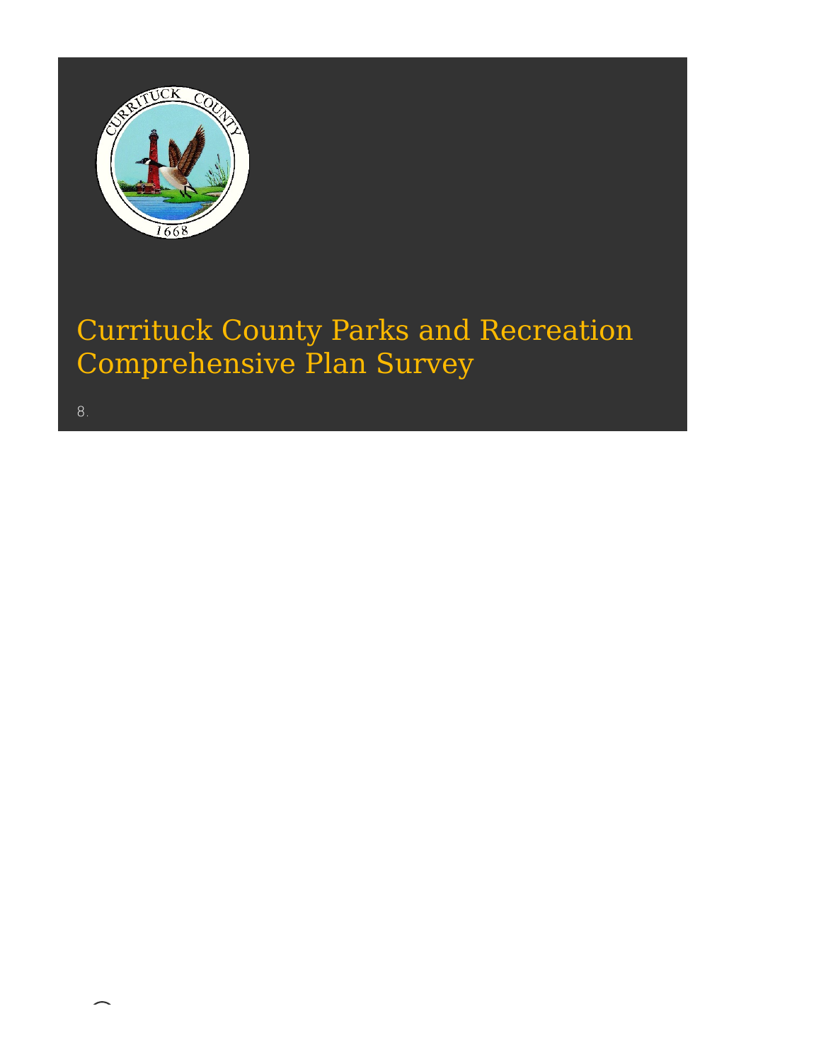# Currituck County Parks and Recreation Comprehensive Plan Survey

8.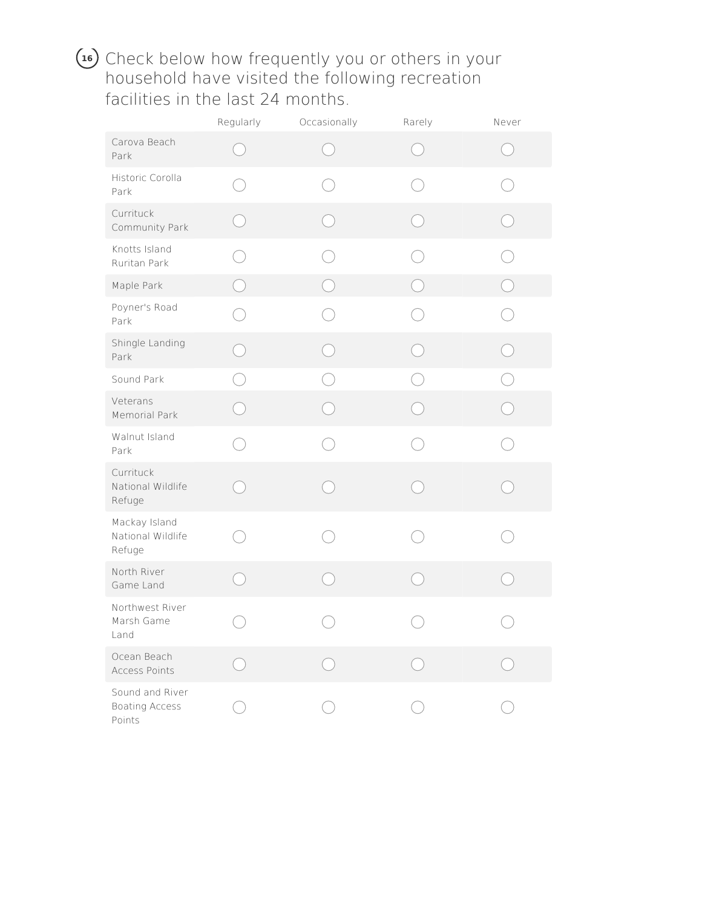16) Check below how frequently you or others in your household have visited the following recreation facilities in the last 24 months.

| | Regularly | Occasionally | Rarely | Never |
|---|---|---|---|---|
| Carova Beach Park | ◯ | ◯ | ◯ | ◯ |
| Historic Corolla Park | ◯ | ◯ | ◯ | ◯ |
| Currituck Community Park | ◯ | ◯ | ◯ | ◯ |
| Knotts Island Ruritan Park | ◯ | ◯ | ◯ | ◯ |
| Maple Park | ◯ | ◯ | ◯ | ◯ |
| Poyner's Road Park | ◯ | ◯ | ◯ | ◯ |
| Shingle Landing Park | ◯ | ◯ | ◯ | ◯ |
| Sound Park | ◯ | ◯ | ◯ | ◯ |
| Veterans Memorial Park | ◯ | ◯ | ◯ | ◯ |
| Walnut Island Park | ◯ | ◯ | ◯ | ◯ |
| Currituck National Wildlife Refuge | ◯ | ◯ | ◯ | ◯ |
| Mackay Island National Wildlife Refuge | ◯ | ◯ | ◯ | ◯ |
| North River Game Land | ◯ | ◯ | ◯ | ◯ |
| Northwest River Marsh Game Land | ◯ | ◯ | ◯ | ◯ |
| Ocean Beach Access Points | ◯ | ◯ | ◯ | ◯ |
| Sound and River Boating Access Points | ◯ | ◯ | ◯ | ◯ |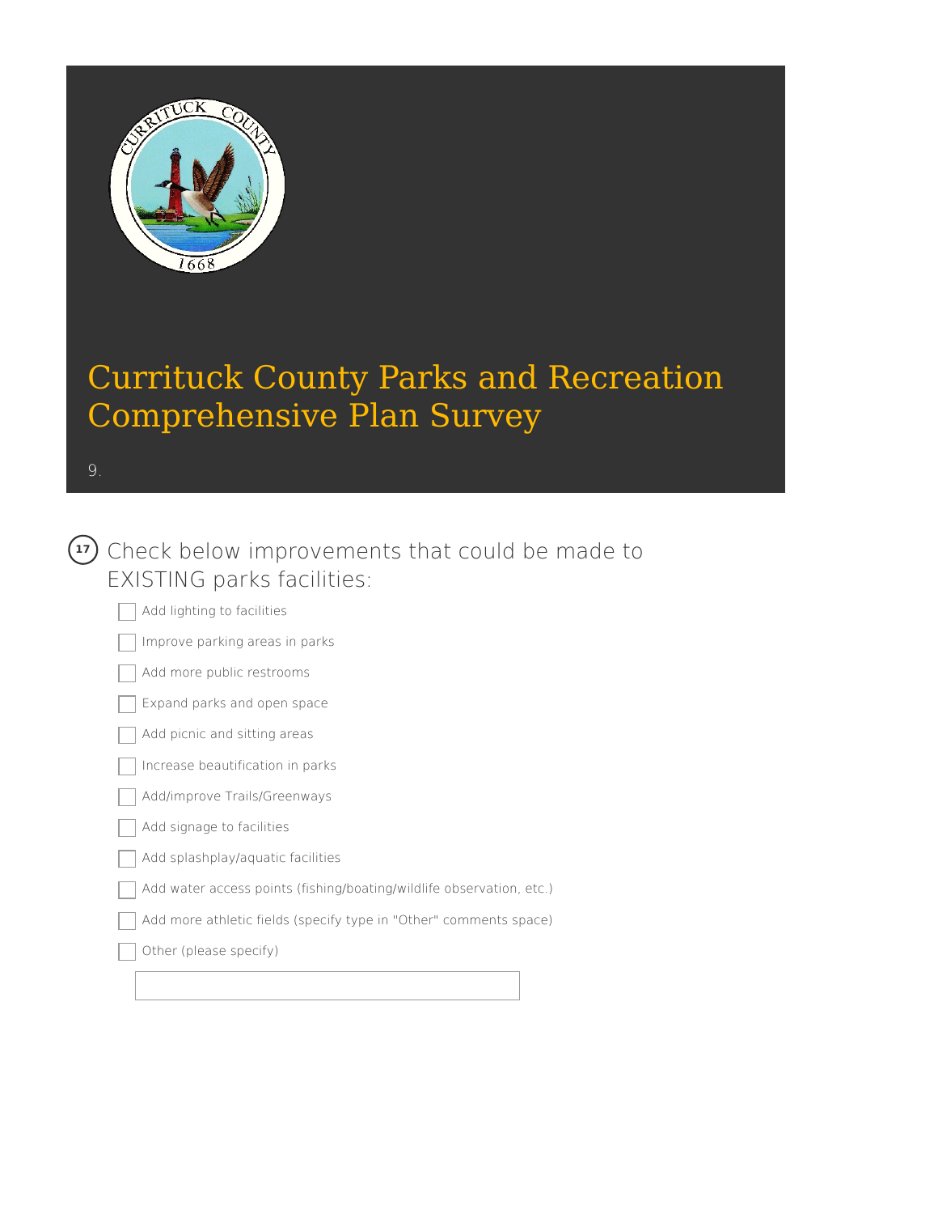# Currituck County Parks and Recreation Comprehensive Plan Survey

9.

**17** Check below improvements that could be made to EXISTING parks facilities:

- [ ] Add lighting to facilities
- [ ] Improve parking areas in parks
- [ ] Add more public restrooms
- [ ] Expand parks and open space
- [ ] Add picnic and sitting areas
- [ ] Increase beautification in parks
- [ ] Add/improve Trails/Greenways
- [ ] Add signage to facilities
- [ ] Add splashplay/aquatic facilities
- [ ] Add water access points (fishing/boating/wildlife observation, etc.)
- [ ] Add more athletic fields (specify type in "Other" comments space)
- [ ] Other (please specify)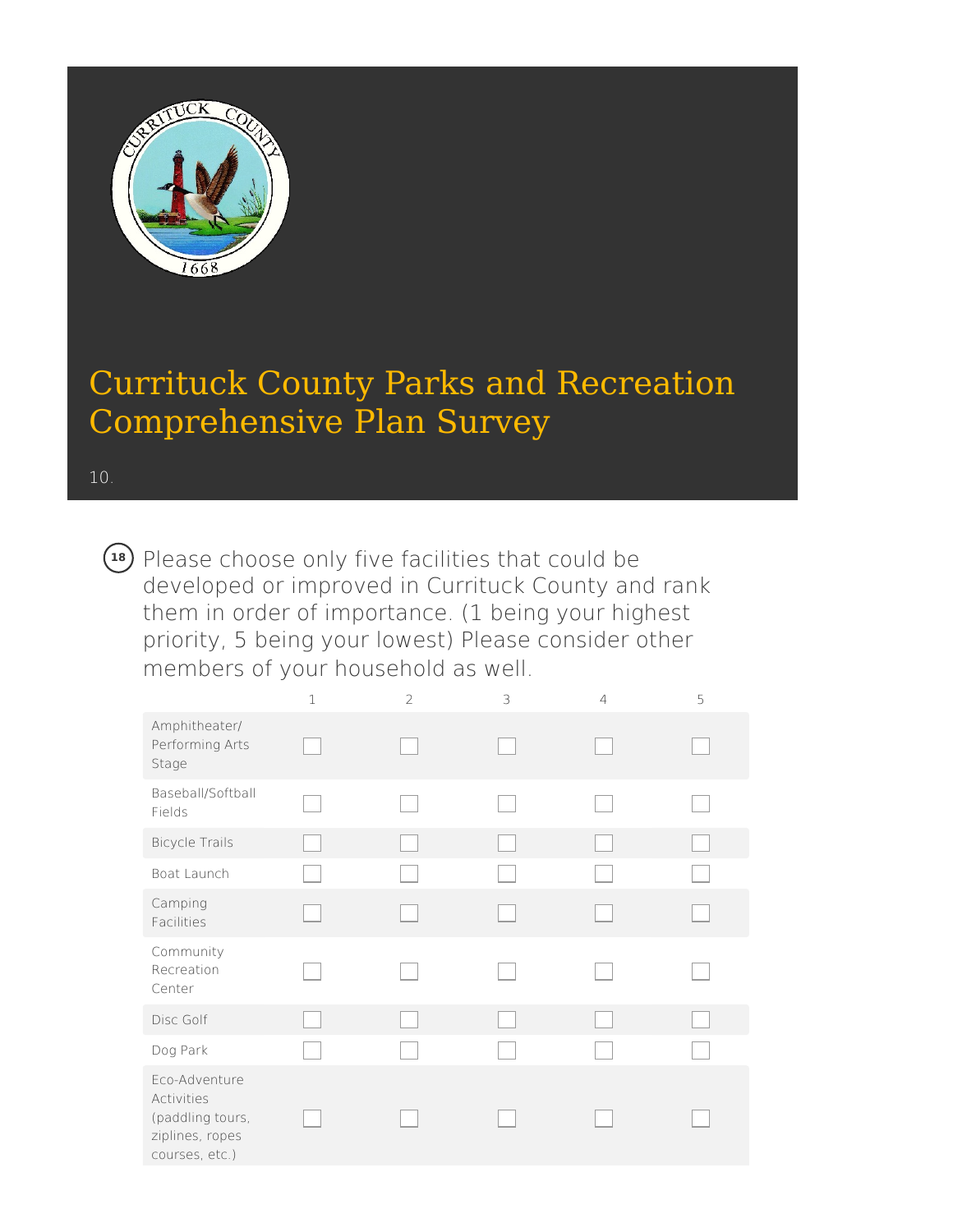# Currituck County Parks and Recreation Comprehensive Plan Survey

10.

18 Please choose only five facilities that could be developed or improved in Currituck County and rank them in order of importance. (1 being your highest priority, 5 being your lowest) Please consider other members of your household as well.

| | 1 | 2 | 3 | 4 | 5 |
|---|---|---|---|---|---|
| Amphitheater/ Performing Arts Stage | ☐ | ☐ | ☐ | ☐ | ☐ |
| Baseball/Softball Fields | ☐ | ☐ | ☐ | ☐ | ☐ |
| Bicycle Trails | ☐ | ☐ | ☐ | ☐ | ☐ |
| Boat Launch | ☐ | ☐ | ☐ | ☐ | ☐ |
| Camping Facilities | ☐ | ☐ | ☐ | ☐ | ☐ |
| Community Recreation Center | ☐ | ☐ | ☐ | ☐ | ☐ |
| Disc Golf | ☐ | ☐ | ☐ | ☐ | ☐ |
| Dog Park | ☐ | ☐ | ☐ | ☐ | ☐ |
| Eco-Adventure Activities (paddling tours, ziplines, ropes courses, etc.) | ☐ | ☐ | ☐ | ☐ | ☐ |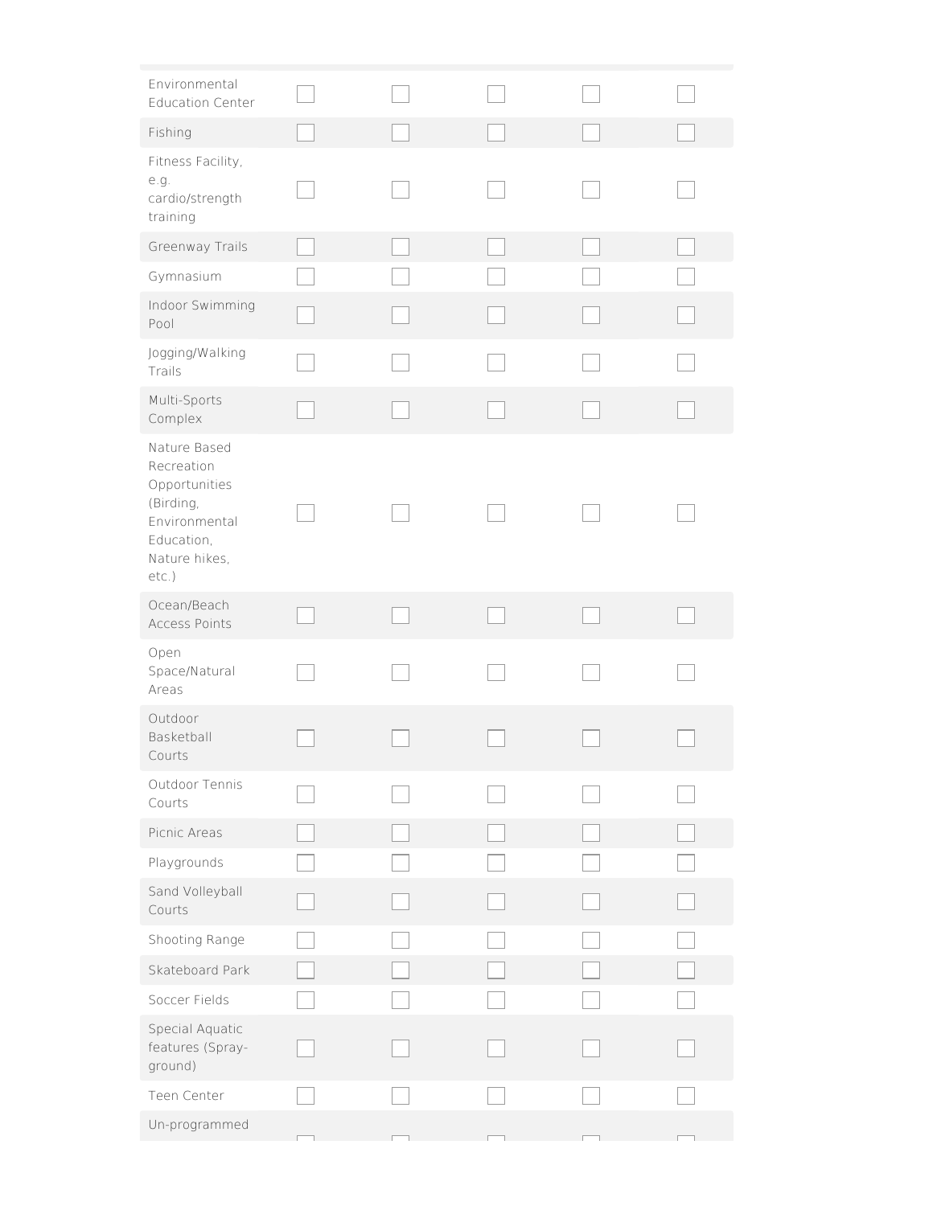| | | | | | |
|---|---|---|---|---|---|
| Environmental Education Center | ☐ | ☐ | ☐ | ☐ | ☐ |
| Fishing | ☐ | ☐ | ☐ | ☐ | ☐ |
| Fitness Facility, e.g. cardio/strength training | ☐ | ☐ | ☐ | ☐ | ☐ |
| Greenway Trails | ☐ | ☐ | ☐ | ☐ | ☐ |
| Gymnasium | ☐ | ☐ | ☐ | ☐ | ☐ |
| Indoor Swimming Pool | ☐ | ☐ | ☐ | ☐ | ☐ |
| Jogging/Walking Trails | ☐ | ☐ | ☐ | ☐ | ☐ |
| Multi-Sports Complex | ☐ | ☐ | ☐ | ☐ | ☐ |
| Nature Based Recreation Opportunities (Birding, Environmental Education, Nature hikes, etc.) | ☐ | ☐ | ☐ | ☐ | ☐ |
| Ocean/Beach Access Points | ☐ | ☐ | ☐ | ☐ | ☐ |
| Open Space/Natural Areas | ☐ | ☐ | ☐ | ☐ | ☐ |
| Outdoor Basketball Courts | ☐ | ☐ | ☐ | ☐ | ☐ |
| Outdoor Tennis Courts | ☐ | ☐ | ☐ | ☐ | ☐ |
| Picnic Areas | ☐ | ☐ | ☐ | ☐ | ☐ |
| Playgrounds | ☐ | ☐ | ☐ | ☐ | ☐ |
| Sand Volleyball Courts | ☐ | ☐ | ☐ | ☐ | ☐ |
| Shooting Range | ☐ | ☐ | ☐ | ☐ | ☐ |
| Skateboard Park | ☐ | ☐ | ☐ | ☐ | ☐ |
| Soccer Fields | ☐ | ☐ | ☐ | ☐ | ☐ |
| Special Aquatic features (Spray-ground) | ☐ | ☐ | ☐ | ☐ | ☐ |
| Teen Center | ☐ | ☐ | ☐ | ☐ | ☐ |
| Un-programmed | ☐ | ☐ | ☐ | ☐ | ☐ |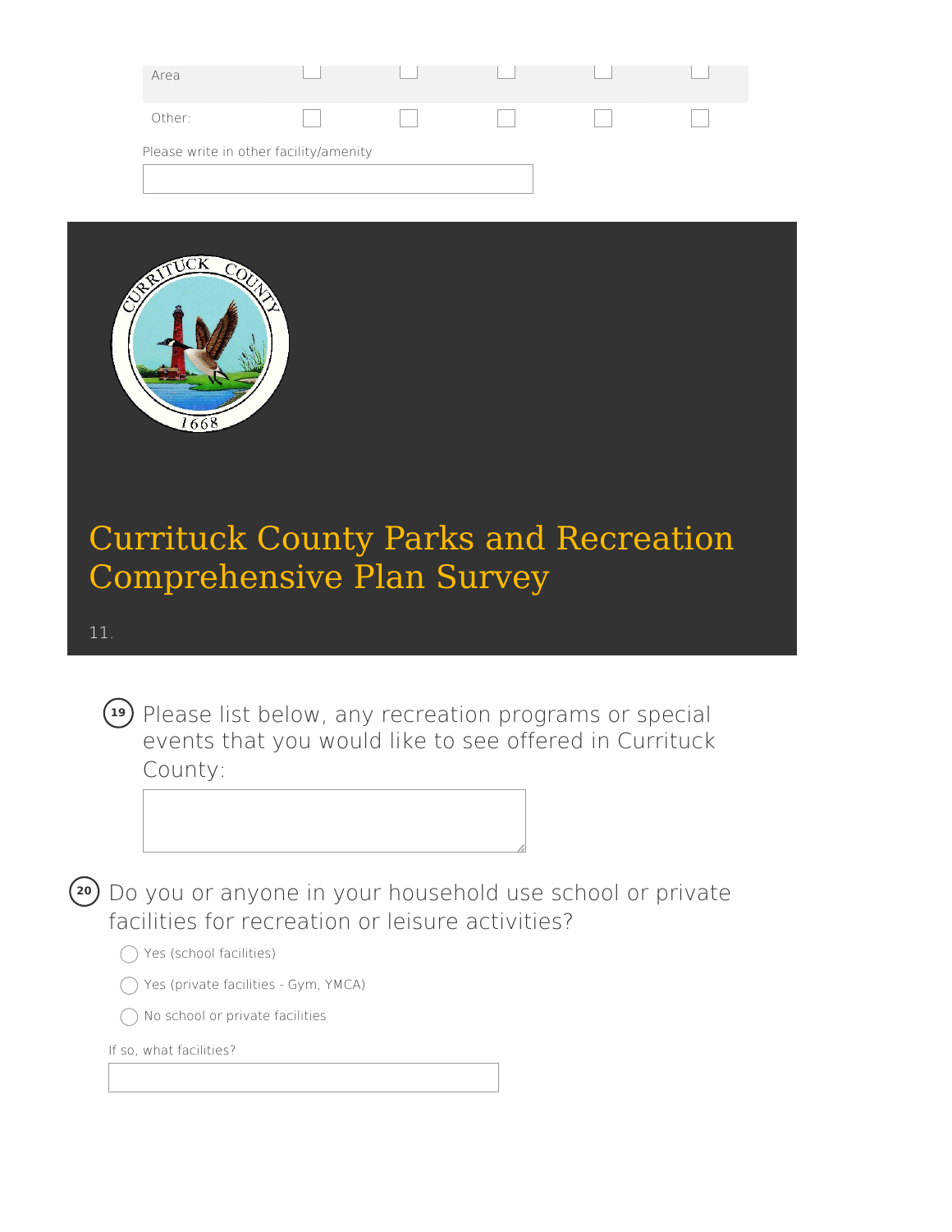| | | | | | |
|---|---|---|---|---|---|
| Area | ☐ | ☐ | ☐ | ☐ | ☐ |
| Other: | ☐ | ☐ | ☐ | ☐ | ☐ |

Please write in other facility/amenity

\_\_\_\_\_\_\_\_\_\_\_\_\_\_\_\_\_\_\_\_

# Currituck County Parks and Recreation Comprehensive Plan Survey

11.

**19** Please list below, any recreation programs or special events that you would like to see offered in Currituck County:

\_\_\_\_\_\_\_\_\_\_\_\_\_\_\_\_\_\_\_\_

**20** Do you or anyone in your household use school or private facilities for recreation or leisure activities?

- ◯ Yes (school facilities)
- ◯ Yes (private facilities - Gym, YMCA)
- ◯ No school or private facilities

If so, what facilities?

\_\_\_\_\_\_\_\_\_\_\_\_\_\_\_\_\_\_\_\_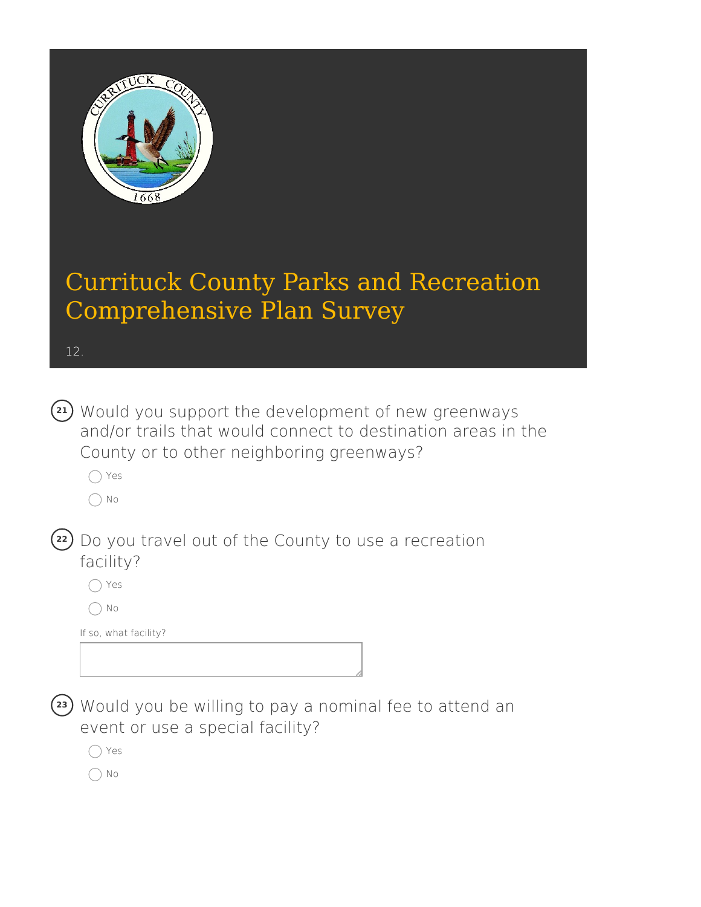# Currituck County Parks and Recreation Comprehensive Plan Survey

12.

21. Would you support the development of new greenways and/or trails that would connect to destination areas in the County or to other neighboring greenways?

- ◯ Yes
- ◯ No

22. Do you travel out of the County to use a recreation facility?

- ◯ Yes
- ◯ No

If so, what facility?

23. Would you be willing to pay a nominal fee to attend an event or use a special facility?

- ◯ Yes
- ◯ No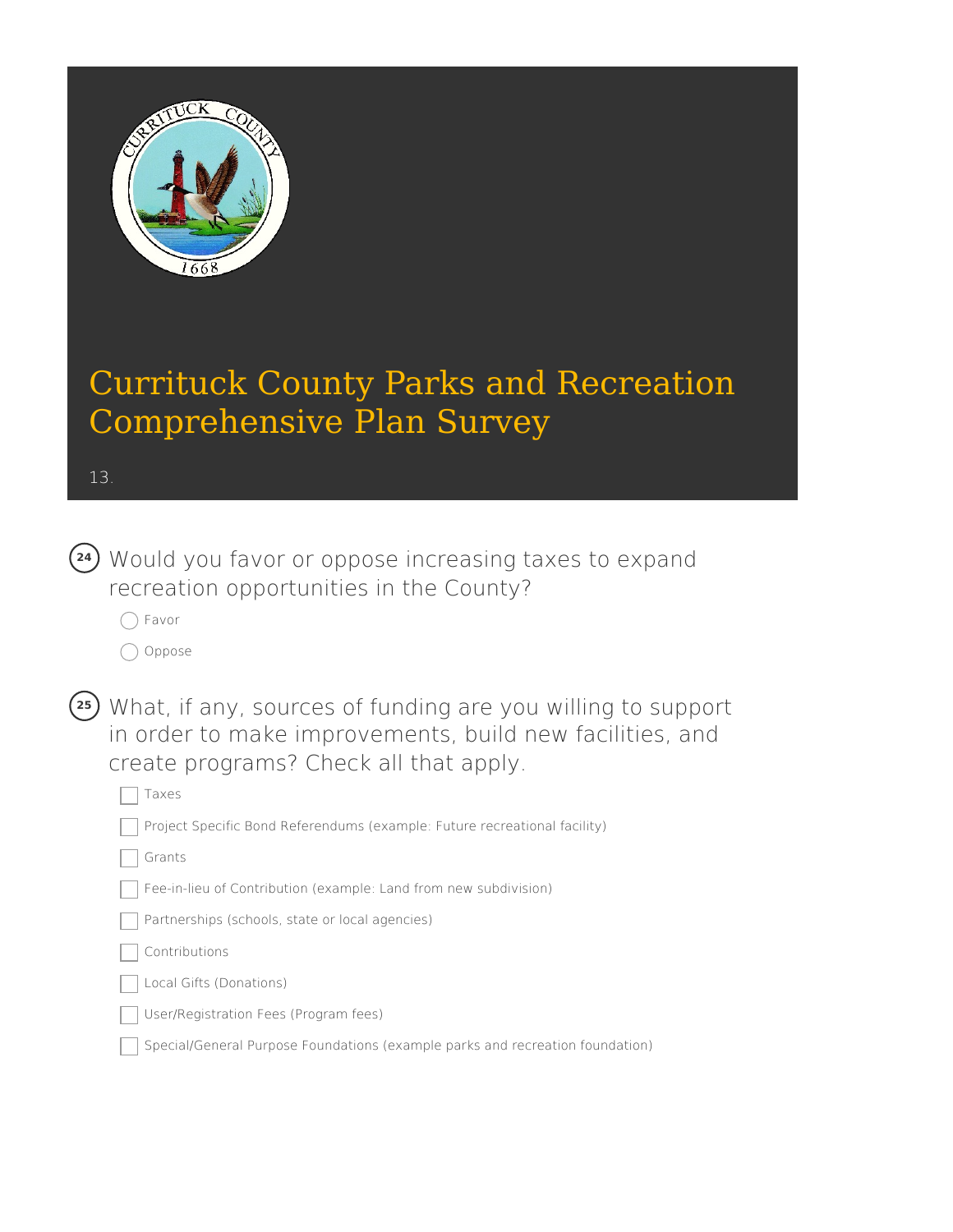# Currituck County Parks and Recreation Comprehensive Plan Survey

13.

**24** Would you favor or oppose increasing taxes to expand recreation opportunities in the County?

- ◯ Favor
- ◯ Oppose

**25** What, if any, sources of funding are you willing to support in order to make improvements, build new facilities, and create programs? Check all that apply.

- [ ] Taxes
- [ ] Project Specific Bond Referendums (example: Future recreational facility)
- [ ] Grants
- [ ] Fee-in-lieu of Contribution (example: Land from new subdivision)
- [ ] Partnerships (schools, state or local agencies)
- [ ] Contributions
- [ ] Local Gifts (Donations)
- [ ] User/Registration Fees (Program fees)
- [ ] Special/General Purpose Foundations (example parks and recreation foundation)